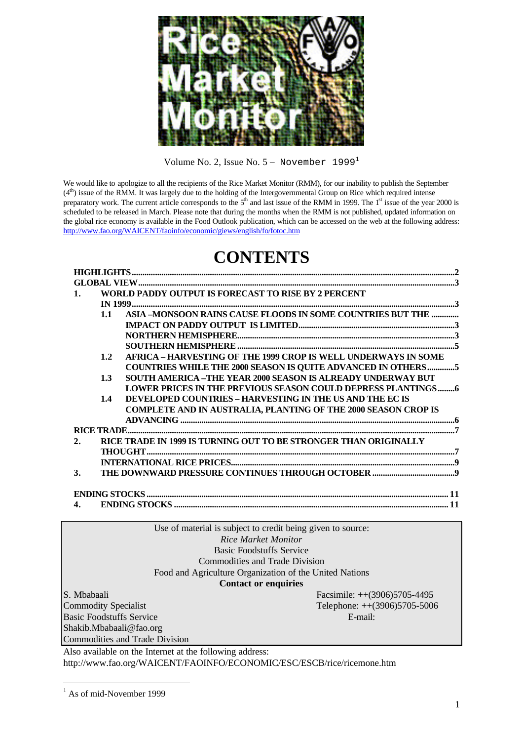# Rice Market Monitor

Volume No. 2, Issue No. 5 – November 1999[1]

We would like to apologize to all the recipients of the Rice Market Monitor (RMM), for our inability to publish the September (4th) issue of the RMM. It was largely due to the holding of the Intergovernmental Group on Rice which required intense preparatory work. The current article corresponds to the 5th and last issue of the RMM in 1999. The 1st issue of the year 2000 is scheduled to be released in March. Please note that during the months when the RMM is not published, updated information on the global rice economy is available in the Food Outlook publication, which can be accessed on the web at the following address: http://www.fao.org/WAICENT/faoinfo/economic/giews/english/fo/fotoc.htm

# CONTENTS

**HIGHLIGHTS** ..... 2

**GLOBAL VIEW** ..... 3

1. **WORLD PADDY OUTPUT IS FORECAST TO RISE BY 2 PERCENT IN 1999** ..... 3
   - 1.1 **ASIA –MONSOON RAINS CAUSE FLOODS IN SOME COUNTRIES BUT THE IMPACT ON PADDY OUTPUT IS LIMITED** ..... 3
     - **NORTHERN HEMISPHERE** ..... 3
     - **SOUTHERN HEMISPHERE** ..... 5
   - 1.2 **AFRICA – HARVESTING OF THE 1999 CROP IS WELL UNDERWAYS IN SOME COUNTRIES WHILE THE 2000 SEASON IS QUITE ADVANCED IN OTHERS** ..... 5
   - 1.3 **SOUTH AMERICA –THE YEAR 2000 SEASON IS ALREADY UNDERWAY BUT LOWER PRICES IN THE PREVIOUS SEASON COULD DEPRESS PLANTINGS** ..... 6
   - 1.4 **DEVELOPED COUNTRIES – HARVESTING IN THE US AND THE EC IS COMPLETE AND IN AUSTRALIA, PLANTING OF THE 2000 SEASON CROP IS ADVANCING** ..... 6

**RICE TRADE** ..... 7

2. **RICE TRADE IN 1999 IS TURNING OUT TO BE STRONGER THAN ORIGINALLY THOUGHT** ..... 7
   - **INTERNATIONAL RICE PRICES** ..... 9
3. **THE DOWNWARD PRESSURE CONTINUES THROUGH OCTOBER** ..... 9

**ENDING STOCKS** ..... 11

4. **ENDING STOCKS** ..... 11

---

Use of material is subject to credit being given to source:
*Rice Market Monitor*
Basic Foodstuffs Service
Commodities and Trade Division
Food and Agriculture Organization of the United Nations

**Contact or enquiries**

S. Mbabaali
Commodity Specialist
Basic Foodstuffs Service
Commodities and Trade Division

Facsimile: ++(3906)5705-4495
Telephone: ++(3906)5705-5006
E-mail: Shakib.Mbabaali@fao.org

---

Also available on the Internet at the following address:
http://www.fao.org/WAICENT/FAOINFO/ECONOMIC/ESC/ESCB/rice/ricemone.htm

[1] As of mid-November 1999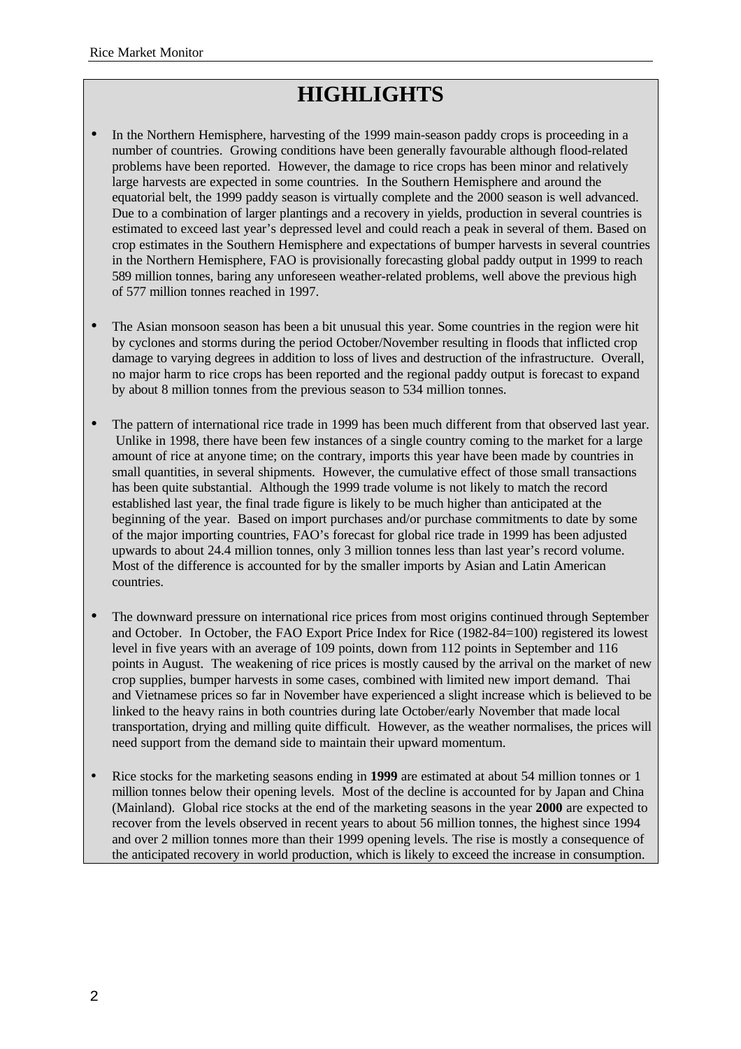# HIGHLIGHTS

- In the Northern Hemisphere, harvesting of the 1999 main-season paddy crops is proceeding in a number of countries. Growing conditions have been generally favourable although flood-related problems have been reported. However, the damage to rice crops has been minor and relatively large harvests are expected in some countries. In the Southern Hemisphere and around the equatorial belt, the 1999 paddy season is virtually complete and the 2000 season is well advanced. Due to a combination of larger plantings and a recovery in yields, production in several countries is estimated to exceed last year's depressed level and could reach a peak in several of them. Based on crop estimates in the Southern Hemisphere and expectations of bumper harvests in several countries in the Northern Hemisphere, FAO is provisionally forecasting global paddy output in 1999 to reach 589 million tonnes, baring any unforeseen weather-related problems, well above the previous high of 577 million tonnes reached in 1997.

- The Asian monsoon season has been a bit unusual this year. Some countries in the region were hit by cyclones and storms during the period October/November resulting in floods that inflicted crop damage to varying degrees in addition to loss of lives and destruction of the infrastructure. Overall, no major harm to rice crops has been reported and the regional paddy output is forecast to expand by about 8 million tonnes from the previous season to 534 million tonnes.

- The pattern of international rice trade in 1999 has been much different from that observed last year. Unlike in 1998, there have been few instances of a single country coming to the market for a large amount of rice at anyone time; on the contrary, imports this year have been made by countries in small quantities, in several shipments. However, the cumulative effect of those small transactions has been quite substantial. Although the 1999 trade volume is not likely to match the record established last year, the final trade figure is likely to be much higher than anticipated at the beginning of the year. Based on import purchases and/or purchase commitments to date by some of the major importing countries, FAO's forecast for global rice trade in 1999 has been adjusted upwards to about 24.4 million tonnes, only 3 million tonnes less than last year's record volume. Most of the difference is accounted for by the smaller imports by Asian and Latin American countries.

- The downward pressure on international rice prices from most origins continued through September and October. In October, the FAO Export Price Index for Rice (1982-84=100) registered its lowest level in five years with an average of 109 points, down from 112 points in September and 116 points in August. The weakening of rice prices is mostly caused by the arrival on the market of new crop supplies, bumper harvests in some cases, combined with limited new import demand. Thai and Vietnamese prices so far in November have experienced a slight increase which is believed to be linked to the heavy rains in both countries during late October/early November that made local transportation, drying and milling quite difficult. However, as the weather normalises, the prices will need support from the demand side to maintain their upward momentum.

- Rice stocks for the marketing seasons ending in **1999** are estimated at about 54 million tonnes or 1 million tonnes below their opening levels. Most of the decline is accounted for by Japan and China (Mainland). Global rice stocks at the end of the marketing seasons in the year **2000** are expected to recover from the levels observed in recent years to about 56 million tonnes, the highest since 1994 and over 2 million tonnes more than their 1999 opening levels. The rise is mostly a consequence of the anticipated recovery in world production, which is likely to exceed the increase in consumption.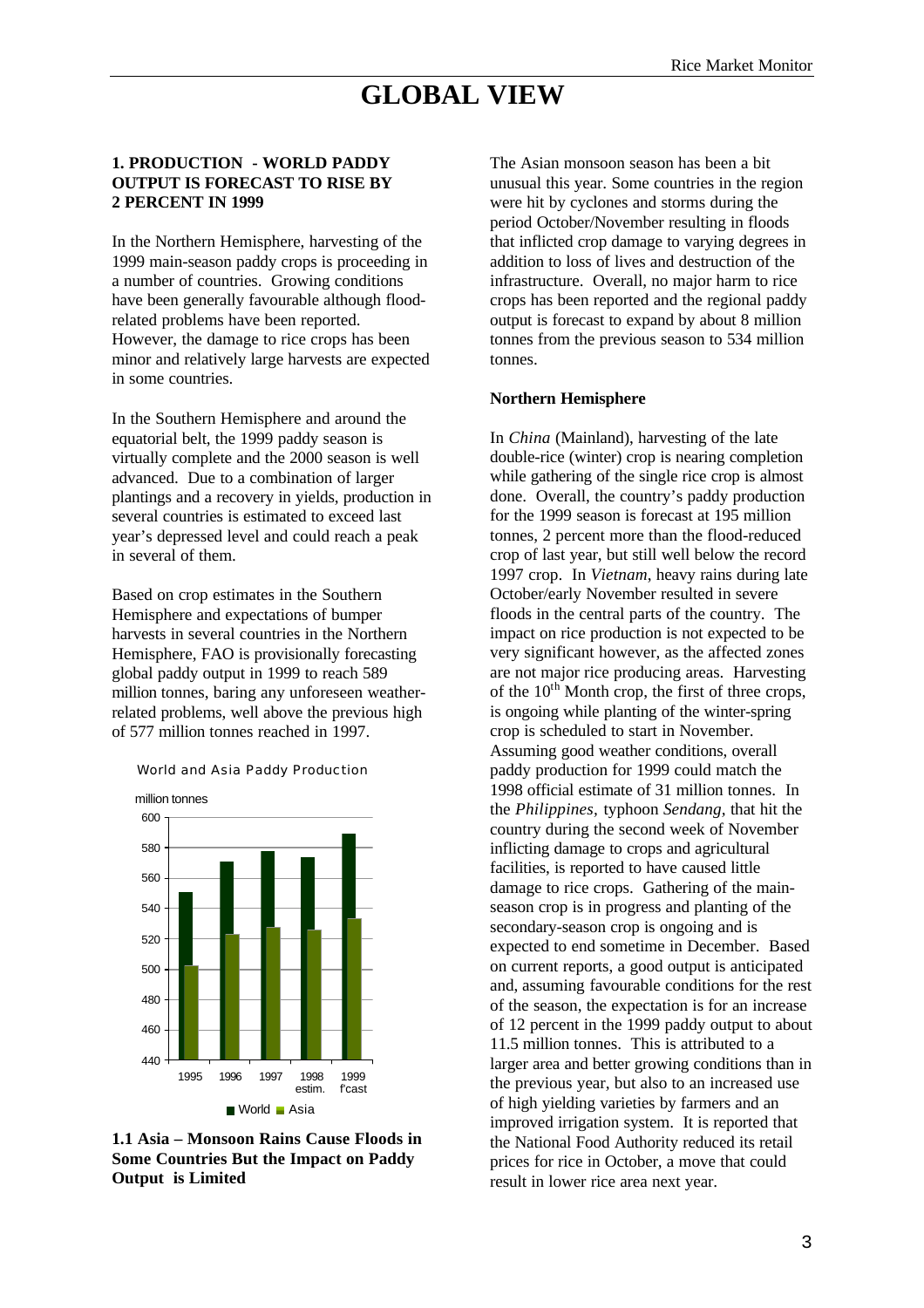# GLOBAL VIEW

### 1. PRODUCTION - WORLD PADDY OUTPUT IS FORECAST TO RISE BY 2 PERCENT IN 1999

In the Northern Hemisphere, harvesting of the 1999 main-season paddy crops is proceeding in a number of countries. Growing conditions have been generally favourable although flood-related problems have been reported. However, the damage to rice crops has been minor and relatively large harvests are expected in some countries.

In the Southern Hemisphere and around the equatorial belt, the 1999 paddy season is virtually complete and the 2000 season is well advanced. Due to a combination of larger plantings and a recovery in yields, production in several countries is estimated to exceed last year's depressed level and could reach a peak in several of them.

Based on crop estimates in the Southern Hemisphere and expectations of bumper harvests in several countries in the Northern Hemisphere, FAO is provisionally forecasting global paddy output in 1999 to reach 589 million tonnes, baring any unforeseen weather-related problems, well above the previous high of 577 million tonnes reached in 1997.

World and Asia Paddy Production

### 1.1 Asia – Monsoon Rains Cause Floods in Some Countries But the Impact on Paddy Output is Limited

The Asian monsoon season has been a bit unusual this year. Some countries in the region were hit by cyclones and storms during the period October/November resulting in floods that inflicted crop damage to varying degrees in addition to loss of lives and destruction of the infrastructure. Overall, no major harm to rice crops has been reported and the regional paddy output is forecast to expand by about 8 million tonnes from the previous season to 534 million tonnes.

**Northern Hemisphere**

In *China* (Mainland), harvesting of the late double-rice (winter) crop is nearing completion while gathering of the single rice crop is almost done. Overall, the country's paddy production for the 1999 season is forecast at 195 million tonnes, 2 percent more than the flood-reduced crop of last year, but still well below the record 1997 crop. In *Vietnam*, heavy rains during late October/early November resulted in severe floods in the central parts of the country. The impact on rice production is not expected to be very significant however, as the affected zones are not major rice producing areas. Harvesting of the 10th Month crop, the first of three crops, is ongoing while planting of the winter-spring crop is scheduled to start in November. Assuming good weather conditions, overall paddy production for 1999 could match the 1998 official estimate of 31 million tonnes. In the *Philippines*, typhoon *Sendang*, that hit the country during the second week of November inflicting damage to crops and agricultural facilities, is reported to have caused little damage to rice crops. Gathering of the main-season crop is in progress and planting of the secondary-season crop is ongoing and is expected to end sometime in December. Based on current reports, a good output is anticipated and, assuming favourable conditions for the rest of the season, the expectation is for an increase of 12 percent in the 1999 paddy output to about 11.5 million tonnes. This is attributed to a larger area and better growing conditions than in the previous year, but also to an increased use of high yielding varieties by farmers and an improved irrigation system. It is reported that the National Food Authority reduced its retail prices for rice in October, a move that could result in lower rice area next year.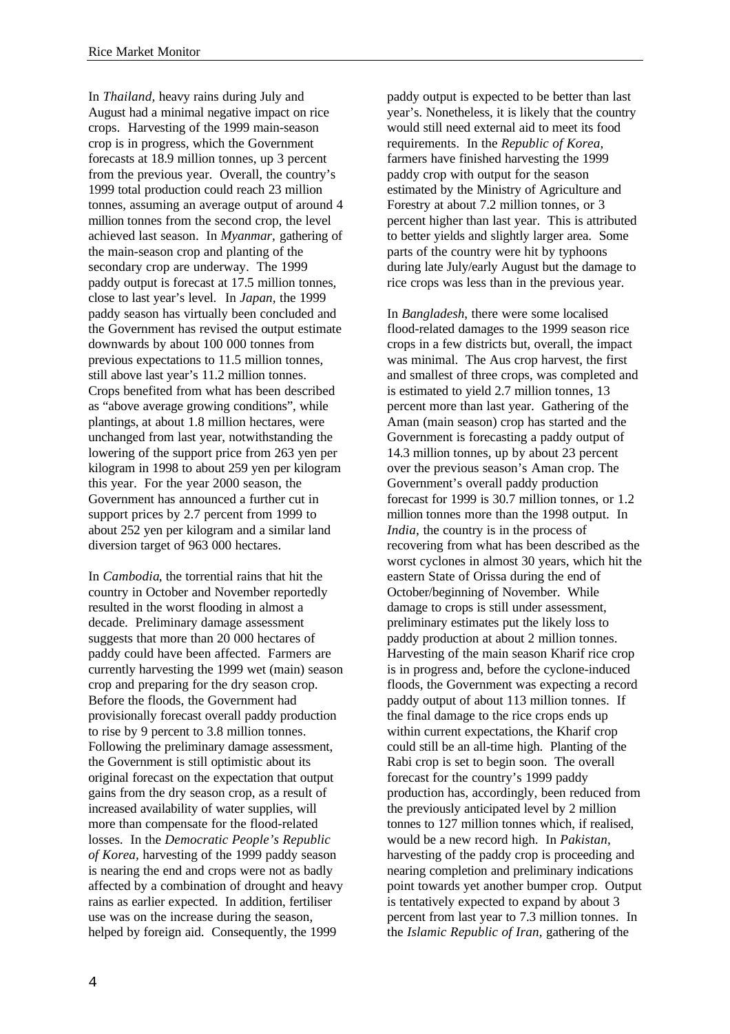In *Thailand,* heavy rains during July and August had a minimal negative impact on rice crops. Harvesting of the 1999 main-season crop is in progress, which the Government forecasts at 18.9 million tonnes, up 3 percent from the previous year. Overall, the country's 1999 total production could reach 23 million tonnes, assuming an average output of around 4 million tonnes from the second crop, the level achieved last season. In *Myanmar,* gathering of the main-season crop and planting of the secondary crop are underway. The 1999 paddy output is forecast at 17.5 million tonnes, close to last year's level. In *Japan,* the 1999 paddy season has virtually been concluded and the Government has revised the output estimate downwards by about 100 000 tonnes from previous expectations to 11.5 million tonnes, still above last year's 11.2 million tonnes. Crops benefited from what has been described as "above average growing conditions", while plantings, at about 1.8 million hectares, were unchanged from last year, notwithstanding the lowering of the support price from 263 yen per kilogram in 1998 to about 259 yen per kilogram this year. For the year 2000 season, the Government has announced a further cut in support prices by 2.7 percent from 1999 to about 252 yen per kilogram and a similar land diversion target of 963 000 hectares.

In *Cambodia*, the torrential rains that hit the country in October and November reportedly resulted in the worst flooding in almost a decade. Preliminary damage assessment suggests that more than 20 000 hectares of paddy could have been affected. Farmers are currently harvesting the 1999 wet (main) season crop and preparing for the dry season crop. Before the floods, the Government had provisionally forecast overall paddy production to rise by 9 percent to 3.8 million tonnes. Following the preliminary damage assessment, the Government is still optimistic about its original forecast on the expectation that output gains from the dry season crop, as a result of increased availability of water supplies, will more than compensate for the flood-related losses. In the *Democratic People's Republic of Korea,* harvesting of the 1999 paddy season is nearing the end and crops were not as badly affected by a combination of drought and heavy rains as earlier expected. In addition, fertiliser use was on the increase during the season, helped by foreign aid. Consequently, the 1999 paddy output is expected to be better than last year's. Nonetheless, it is likely that the country would still need external aid to meet its food requirements. In the *Republic of Korea,* farmers have finished harvesting the 1999 paddy crop with output for the season estimated by the Ministry of Agriculture and Forestry at about 7.2 million tonnes, or 3 percent higher than last year. This is attributed to better yields and slightly larger area. Some parts of the country were hit by typhoons during late July/early August but the damage to rice crops was less than in the previous year.

In *Bangladesh*, there were some localised flood-related damages to the 1999 season rice crops in a few districts but, overall, the impact was minimal. The Aus crop harvest, the first and smallest of three crops, was completed and is estimated to yield 2.7 million tonnes, 13 percent more than last year. Gathering of the Aman (main season) crop has started and the Government is forecasting a paddy output of 14.3 million tonnes, up by about 23 percent over the previous season's Aman crop. The Government's overall paddy production forecast for 1999 is 30.7 million tonnes, or 1.2 million tonnes more than the 1998 output. In *India,* the country is in the process of recovering from what has been described as the worst cyclones in almost 30 years, which hit the eastern State of Orissa during the end of October/beginning of November. While damage to crops is still under assessment, preliminary estimates put the likely loss to paddy production at about 2 million tonnes. Harvesting of the main season Kharif rice crop is in progress and, before the cyclone-induced floods, the Government was expecting a record paddy output of about 113 million tonnes. If the final damage to the rice crops ends up within current expectations, the Kharif crop could still be an all-time high. Planting of the Rabi crop is set to begin soon. The overall forecast for the country's 1999 paddy production has, accordingly, been reduced from the previously anticipated level by 2 million tonnes to 127 million tonnes which, if realised, would be a new record high. In *Pakistan,* harvesting of the paddy crop is proceeding and nearing completion and preliminary indications point towards yet another bumper crop. Output is tentatively expected to expand by about 3 percent from last year to 7.3 million tonnes. In the *Islamic Republic of Iran,* gathering of the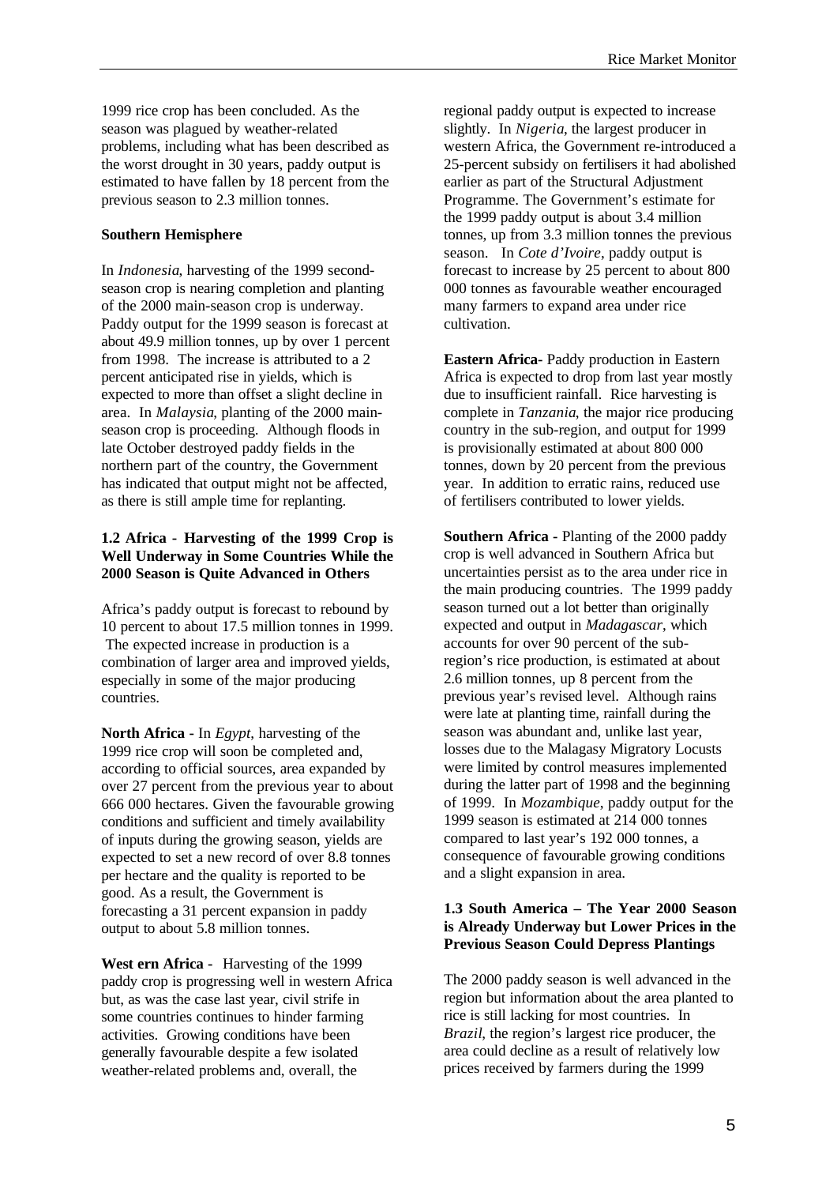1999 rice crop has been concluded. As the season was plagued by weather-related problems, including what has been described as the worst drought in 30 years, paddy output is estimated to have fallen by 18 percent from the previous season to 2.3 million tonnes.

**Southern Hemisphere**

In *Indonesia*, harvesting of the 1999 second-season crop is nearing completion and planting of the 2000 main-season crop is underway. Paddy output for the 1999 season is forecast at about 49.9 million tonnes, up by over 1 percent from 1998. The increase is attributed to a 2 percent anticipated rise in yields, which is expected to more than offset a slight decline in area. In *Malaysia*, planting of the 2000 main-season crop is proceeding. Although floods in late October destroyed paddy fields in the northern part of the country, the Government has indicated that output might not be affected, as there is still ample time for replanting.

### 1.2 Africa - Harvesting of the 1999 Crop is Well Underway in Some Countries While the 2000 Season is Quite Advanced in Others

Africa's paddy output is forecast to rebound by 10 percent to about 17.5 million tonnes in 1999. The expected increase in production is a combination of larger area and improved yields, especially in some of the major producing countries.

**North Africa -** In *Egypt*, harvesting of the 1999 rice crop will soon be completed and, according to official sources, area expanded by over 27 percent from the previous year to about 666 000 hectares. Given the favourable growing conditions and sufficient and timely availability of inputs during the growing season, yields are expected to set a new record of over 8.8 tonnes per hectare and the quality is reported to be good. As a result, the Government is forecasting a 31 percent expansion in paddy output to about 5.8 million tonnes.

**West ern Africa -** Harvesting of the 1999 paddy crop is progressing well in western Africa but, as was the case last year, civil strife in some countries continues to hinder farming activities. Growing conditions have been generally favourable despite a few isolated weather-related problems and, overall, the regional paddy output is expected to increase slightly. In *Nigeria*, the largest producer in western Africa, the Government re-introduced a 25-percent subsidy on fertilisers it had abolished earlier as part of the Structural Adjustment Programme. The Government's estimate for the 1999 paddy output is about 3.4 million tonnes, up from 3.3 million tonnes the previous season. In *Cote d'Ivoire*, paddy output is forecast to increase by 25 percent to about 800 000 tonnes as favourable weather encouraged many farmers to expand area under rice cultivation.

**Eastern Africa-** Paddy production in Eastern Africa is expected to drop from last year mostly due to insufficient rainfall. Rice harvesting is complete in *Tanzania*, the major rice producing country in the sub-region, and output for 1999 is provisionally estimated at about 800 000 tonnes, down by 20 percent from the previous year. In addition to erratic rains, reduced use of fertilisers contributed to lower yields.

**Southern Africa -** Planting of the 2000 paddy crop is well advanced in Southern Africa but uncertainties persist as to the area under rice in the main producing countries. The 1999 paddy season turned out a lot better than originally expected and output in *Madagascar*, which accounts for over 90 percent of the sub-region's rice production, is estimated at about 2.6 million tonnes, up 8 percent from the previous year's revised level. Although rains were late at planting time, rainfall during the season was abundant and, unlike last year, losses due to the Malagasy Migratory Locusts were limited by control measures implemented during the latter part of 1998 and the beginning of 1999. In *Mozambique*, paddy output for the 1999 season is estimated at 214 000 tonnes compared to last year's 192 000 tonnes, a consequence of favourable growing conditions and a slight expansion in area.

### 1.3 South America – The Year 2000 Season is Already Underway but Lower Prices in the Previous Season Could Depress Plantings

The 2000 paddy season is well advanced in the region but information about the area planted to rice is still lacking for most countries. In *Brazil*, the region's largest rice producer, the area could decline as a result of relatively low prices received by farmers during the 1999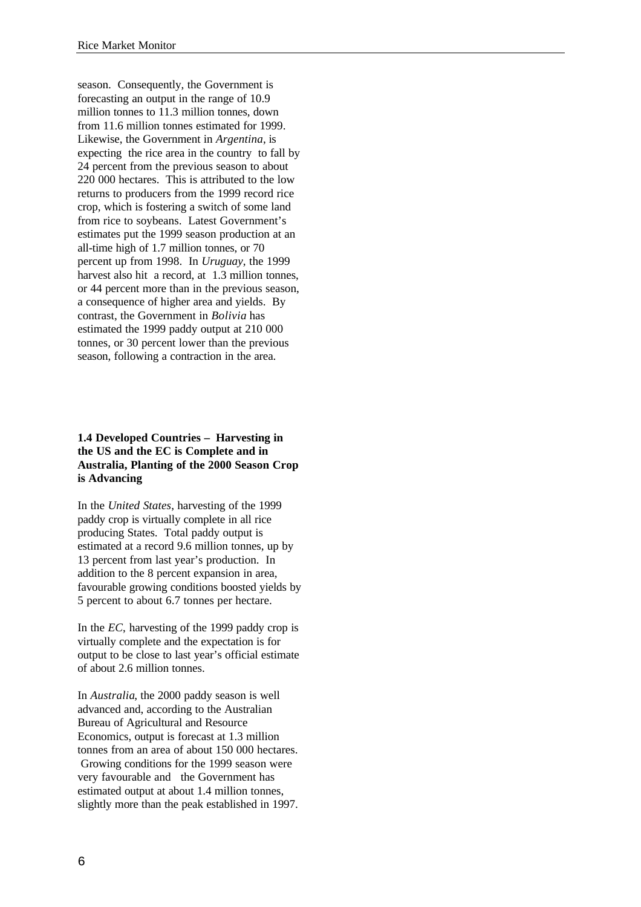season. Consequently, the Government is forecasting an output in the range of 10.9 million tonnes to 11.3 million tonnes, down from 11.6 million tonnes estimated for 1999. Likewise, the Government in *Argentina*, is expecting the rice area in the country to fall by 24 percent from the previous season to about 220 000 hectares. This is attributed to the low returns to producers from the 1999 record rice crop, which is fostering a switch of some land from rice to soybeans. Latest Government's estimates put the 1999 season production at an all-time high of 1.7 million tonnes, or 70 percent up from 1998. In *Uruguay*, the 1999 harvest also hit a record, at 1.3 million tonnes, or 44 percent more than in the previous season, a consequence of higher area and yields. By contrast, the Government in *Bolivia* has estimated the 1999 paddy output at 210 000 tonnes, or 30 percent lower than the previous season, following a contraction in the area.

### 1.4 Developed Countries – Harvesting in the US and the EC is Complete and in Australia, Planting of the 2000 Season Crop is Advancing

In the *United States*, harvesting of the 1999 paddy crop is virtually complete in all rice producing States. Total paddy output is estimated at a record 9.6 million tonnes, up by 13 percent from last year's production. In addition to the 8 percent expansion in area, favourable growing conditions boosted yields by 5 percent to about 6.7 tonnes per hectare.

In the *EC*, harvesting of the 1999 paddy crop is virtually complete and the expectation is for output to be close to last year's official estimate of about 2.6 million tonnes.

In *Australia*, the 2000 paddy season is well advanced and, according to the Australian Bureau of Agricultural and Resource Economics, output is forecast at 1.3 million tonnes from an area of about 150 000 hectares. Growing conditions for the 1999 season were very favourable and the Government has estimated output at about 1.4 million tonnes, slightly more than the peak established in 1997.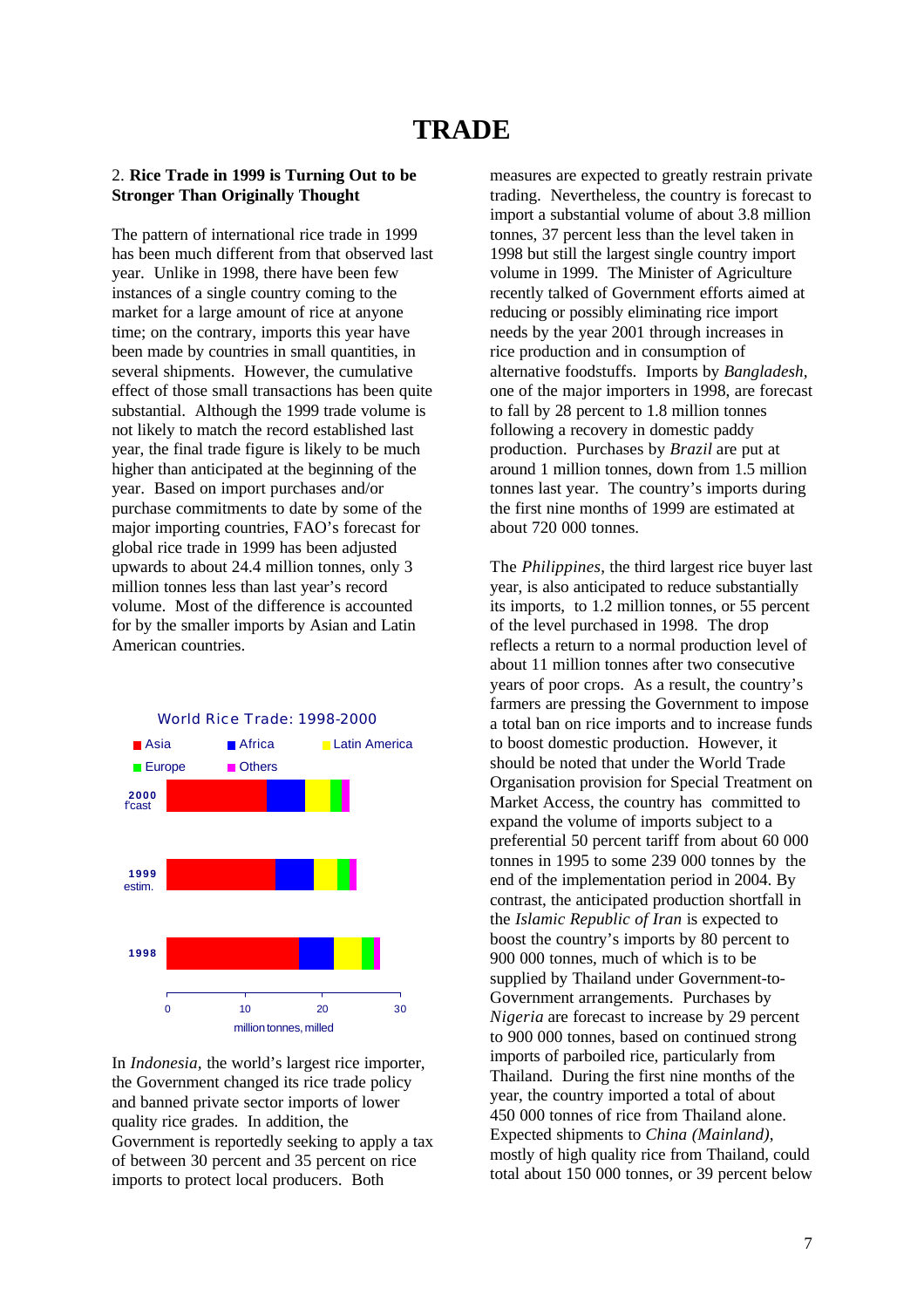# TRADE

2. **Rice Trade in 1999 is Turning Out to be Stronger Than Originally Thought**

The pattern of international rice trade in 1999 has been much different from that observed last year. Unlike in 1998, there have been few instances of a single country coming to the market for a large amount of rice at anyone time; on the contrary, imports this year have been made by countries in small quantities, in several shipments. However, the cumulative effect of those small transactions has been quite substantial. Although the 1999 trade volume is not likely to match the record established last year, the final trade figure is likely to be much higher than anticipated at the beginning of the year. Based on import purchases and/or purchase commitments to date by some of the major importing countries, FAO's forecast for global rice trade in 1999 has been adjusted upwards to about 24.4 million tonnes, only 3 million tonnes less than last year's record volume. Most of the difference is accounted for by the smaller imports by Asian and Latin American countries.

World Rice Trade: 1998-2000

Asia, Africa, Latin America, Europe, Others

2000 f'cast; 1999 estim.; 1998

0, 10, 20, 30

million tonnes, milled

In *Indonesia*, the world's largest rice importer, the Government changed its rice trade policy and banned private sector imports of lower quality rice grades. In addition, the Government is reportedly seeking to apply a tax of between 30 percent and 35 percent on rice imports to protect local producers. Both measures are expected to greatly restrain private trading. Nevertheless, the country is forecast to import a substantial volume of about 3.8 million tonnes, 37 percent less than the level taken in 1998 but still the largest single country import volume in 1999. The Minister of Agriculture recently talked of Government efforts aimed at reducing or possibly eliminating rice import needs by the year 2001 through increases in rice production and in consumption of alternative foodstuffs. Imports by *Bangladesh*, one of the major importers in 1998, are forecast to fall by 28 percent to 1.8 million tonnes following a recovery in domestic paddy production. Purchases by *Brazil* are put at around 1 million tonnes, down from 1.5 million tonnes last year. The country's imports during the first nine months of 1999 are estimated at about 720 000 tonnes.

The *Philippines*, the third largest rice buyer last year, is also anticipated to reduce substantially its imports, to 1.2 million tonnes, or 55 percent of the level purchased in 1998. The drop reflects a return to a normal production level of about 11 million tonnes after two consecutive years of poor crops. As a result, the country's farmers are pressing the Government to impose a total ban on rice imports and to increase funds to boost domestic production. However, it should be noted that under the World Trade Organisation provision for Special Treatment on Market Access, the country has committed to expand the volume of imports subject to a preferential 50 percent tariff from about 60 000 tonnes in 1995 to some 239 000 tonnes by the end of the implementation period in 2004. By contrast, the anticipated production shortfall in the *Islamic Republic of Iran* is expected to boost the country's imports by 80 percent to 900 000 tonnes, much of which is to be supplied by Thailand under Government-to-Government arrangements. Purchases by *Nigeria* are forecast to increase by 29 percent to 900 000 tonnes, based on continued strong imports of parboiled rice, particularly from Thailand. During the first nine months of the year, the country imported a total of about 450 000 tonnes of rice from Thailand alone. Expected shipments to *China (Mainland)*, mostly of high quality rice from Thailand, could total about 150 000 tonnes, or 39 percent below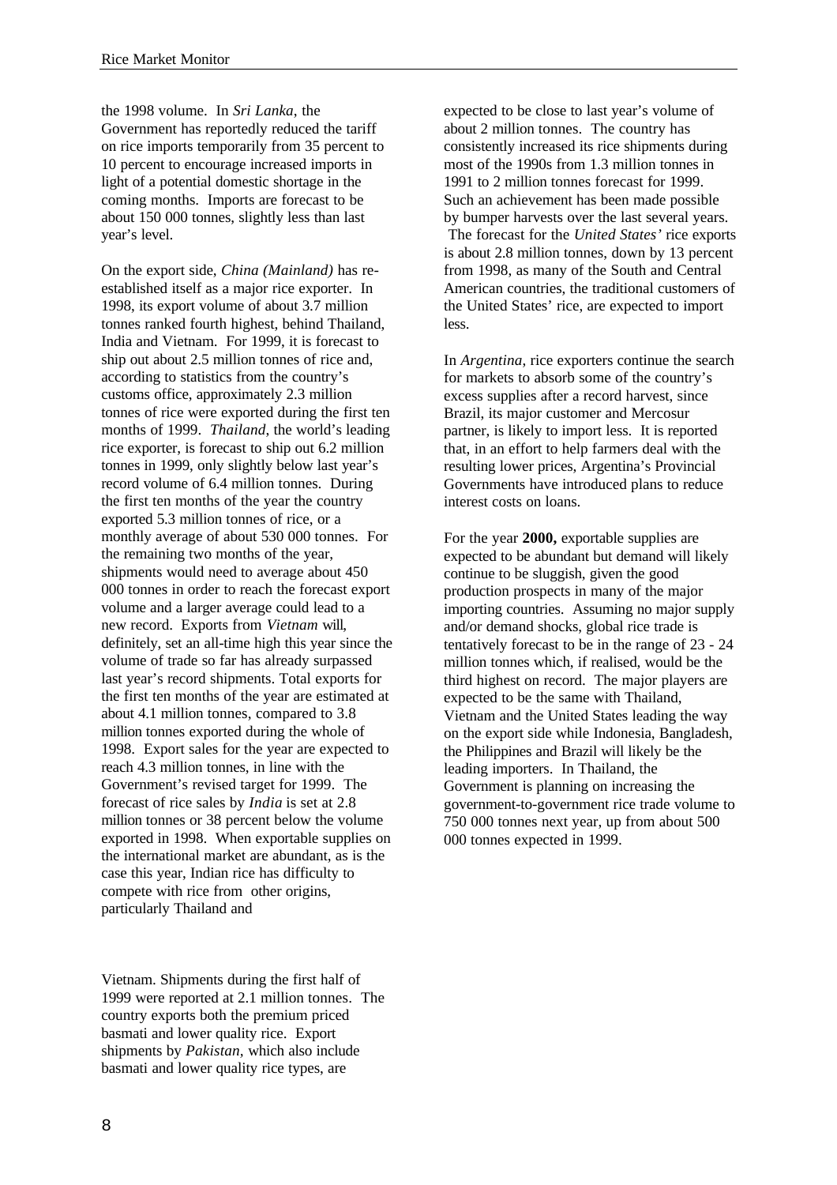the 1998 volume. In *Sri Lanka*, the Government has reportedly reduced the tariff on rice imports temporarily from 35 percent to 10 percent to encourage increased imports in light of a potential domestic shortage in the coming months. Imports are forecast to be about 150 000 tonnes, slightly less than last year's level.

On the export side, *China (Mainland)* has re-established itself as a major rice exporter. In 1998, its export volume of about 3.7 million tonnes ranked fourth highest, behind Thailand, India and Vietnam. For 1999, it is forecast to ship out about 2.5 million tonnes of rice and, according to statistics from the country's customs office, approximately 2.3 million tonnes of rice were exported during the first ten months of 1999. *Thailand*, the world's leading rice exporter, is forecast to ship out 6.2 million tonnes in 1999, only slightly below last year's record volume of 6.4 million tonnes. During the first ten months of the year the country exported 5.3 million tonnes of rice, or a monthly average of about 530 000 tonnes. For the remaining two months of the year, shipments would need to average about 450 000 tonnes in order to reach the forecast export volume and a larger average could lead to a new record. Exports from *Vietnam* will, definitely, set an all-time high this year since the volume of trade so far has already surpassed last year's record shipments. Total exports for the first ten months of the year are estimated at about 4.1 million tonnes, compared to 3.8 million tonnes exported during the whole of 1998. Export sales for the year are expected to reach 4.3 million tonnes, in line with the Government's revised target for 1999. The forecast of rice sales by *India* is set at 2.8 million tonnes or 38 percent below the volume exported in 1998. When exportable supplies on the international market are abundant, as is the case this year, Indian rice has difficulty to compete with rice from other origins, particularly Thailand and Vietnam. Shipments during the first half of 1999 were reported at 2.1 million tonnes. The country exports both the premium priced basmati and lower quality rice. Export shipments by *Pakistan*, which also include basmati and lower quality rice types, are expected to be close to last year's volume of about 2 million tonnes. The country has consistently increased its rice shipments during most of the 1990s from 1.3 million tonnes in 1991 to 2 million tonnes forecast for 1999. Such an achievement has been made possible by bumper harvests over the last several years. The forecast for the *United States'* rice exports is about 2.8 million tonnes, down by 13 percent from 1998, as many of the South and Central American countries, the traditional customers of the United States' rice, are expected to import less.

In *Argentina*, rice exporters continue the search for markets to absorb some of the country's excess supplies after a record harvest, since Brazil, its major customer and Mercosur partner, is likely to import less. It is reported that, in an effort to help farmers deal with the resulting lower prices, Argentina's Provincial Governments have introduced plans to reduce interest costs on loans.

For the year **2000,** exportable supplies are expected to be abundant but demand will likely continue to be sluggish, given the good production prospects in many of the major importing countries. Assuming no major supply and/or demand shocks, global rice trade is tentatively forecast to be in the range of 23 - 24 million tonnes which, if realised, would be the third highest on record. The major players are expected to be the same with Thailand, Vietnam and the United States leading the way on the export side while Indonesia, Bangladesh, the Philippines and Brazil will likely be the leading importers. In Thailand, the Government is planning on increasing the government-to-government rice trade volume to 750 000 tonnes next year, up from about 500 000 tonnes expected in 1999.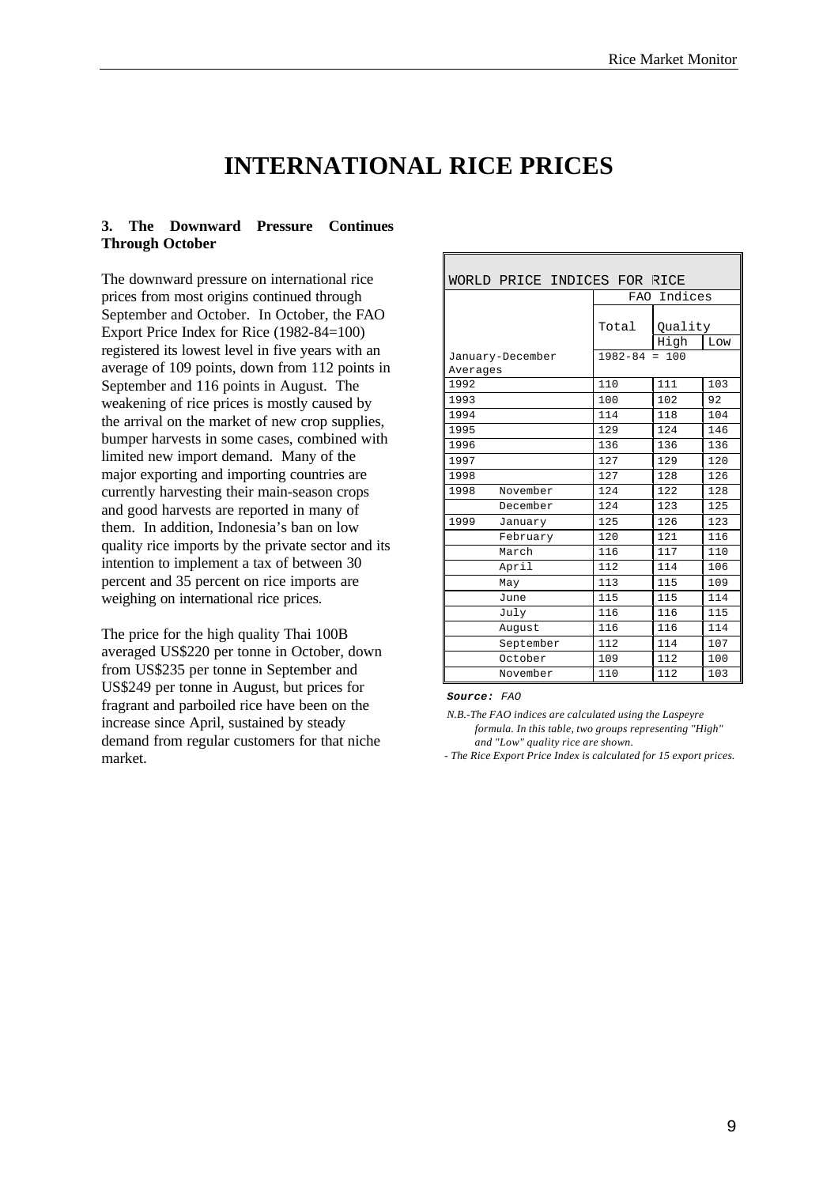# INTERNATIONAL RICE PRICES

**3. The Downward Pressure Continues Through October**

The downward pressure on international rice prices from most origins continued through September and October. In October, the FAO Export Price Index for Rice (1982-84=100) registered its lowest level in five years with an average of 109 points, down from 112 points in September and 116 points in August. The weakening of rice prices is mostly caused by the arrival on the market of new crop supplies, bumper harvests in some cases, combined with limited new import demand. Many of the major exporting and importing countries are currently harvesting their main-season crops and good harvests are reported in many of them. In addition, Indonesia's ban on low quality rice imports by the private sector and its intention to implement a tax of between 30 percent and 35 percent on rice imports are weighing on international rice prices.

The price for the high quality Thai 100B averaged US$220 per tonne in October, down from US$235 per tonne in September and US$249 per tonne in August, but prices for fragrant and parboiled rice have been on the increase since April, sustained by steady demand from regular customers for that niche market.

**WORLD PRICE INDICES FOR RICE**

| | | FAO Indices | | |
|---|---|---|---|---|
| | | Total | Quality | |
| | | | High | Low |
| January-December Averages | | 1982-84 = 100 | | |
| 1992 | | 110 | 111 | 103 |
| 1993 | | 100 | 102 | 92 |
| 1994 | | 114 | 118 | 104 |
| 1995 | | 129 | 124 | 146 |
| 1996 | | 136 | 136 | 136 |
| 1997 | | 127 | 129 | 120 |
| 1998 | | 127 | 128 | 126 |
| 1998 | November | 124 | 122 | 128 |
| | December | 124 | 123 | 125 |
| 1999 | January | 125 | 126 | 123 |
| | February | 120 | 121 | 116 |
| | March | 116 | 117 | 110 |
| | April | 112 | 114 | 106 |
| | May | 113 | 115 | 109 |
| | June | 115 | 115 | 114 |
| | July | 116 | 116 | 115 |
| | August | 116 | 116 | 114 |
| | September | 112 | 114 | 107 |
| | October | 109 | 112 | 100 |
| | November | 110 | 112 | 103 |

***Source:*** *FAO*

*N.B.-The FAO indices are calculated using the Laspeyre formula. In this table, two groups representing "High" and "Low" quality rice are shown.*

*- The Rice Export Price Index is calculated for 15 export prices.*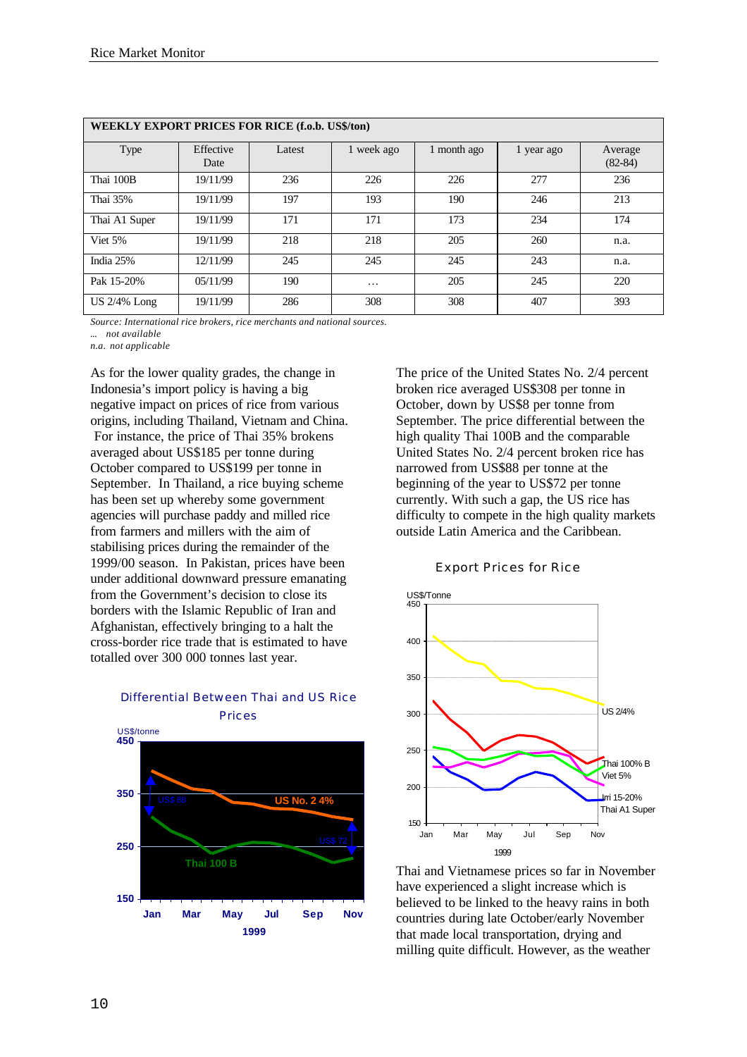| WEEKLY EXPORT PRICES FOR RICE (f.o.b. US$/ton) | | | | | | |
|---|---|---|---|---|---|---|
| Type | Effective Date | Latest | 1 week ago | 1 month ago | 1 year ago | Average (82-84) |
| Thai 100B | 19/11/99 | 236 | 226 | 226 | 277 | 236 |
| Thai 35% | 19/11/99 | 197 | 193 | 190 | 246 | 213 |
| Thai A1 Super | 19/11/99 | 171 | 171 | 173 | 234 | 174 |
| Viet 5% | 19/11/99 | 218 | 218 | 205 | 260 | n.a. |
| India 25% | 12/11/99 | 245 | 245 | 245 | 243 | n.a. |
| Pak 15-20% | 05/11/99 | 190 | … | 205 | 245 | 220 |
| US 2/4% Long | 19/11/99 | 286 | 308 | 308 | 407 | 393 |

*Source: International rice brokers, rice merchants and national sources.*
*… not available*
*n.a. not applicable*

As for the lower quality grades, the change in Indonesia's import policy is having a big negative impact on prices of rice from various origins, including Thailand, Vietnam and China. For instance, the price of Thai 35% brokens averaged about US$185 per tonne during October compared to US$199 per tonne in September. In Thailand, a rice buying scheme has been set up whereby some government agencies will purchase paddy and milled rice from farmers and millers with the aim of stabilising prices during the remainder of the 1999/00 season. In Pakistan, prices have been under additional downward pressure emanating from the Government's decision to close its borders with the Islamic Republic of Iran and Afghanistan, effectively bringing to a halt the cross-border rice trade that is estimated to have totalled over 300 000 tonnes last year.

Differential Between Thai and US Rice Prices

The price of the United States No. 2/4 percent broken rice averaged US$308 per tonne in October, down by US$8 per tonne from September. The price differential between the high quality Thai 100B and the comparable United States No. 2/4 percent broken rice has narrowed from US$88 per tonne at the beginning of the year to US$72 per tonne currently. With such a gap, the US rice has difficulty to compete in the high quality markets outside Latin America and the Caribbean.

Export Prices for Rice

Thai and Vietnamese prices so far in November have experienced a slight increase which is believed to be linked to the heavy rains in both countries during late October/early November that made local transportation, drying and milling quite difficult. However, as the weather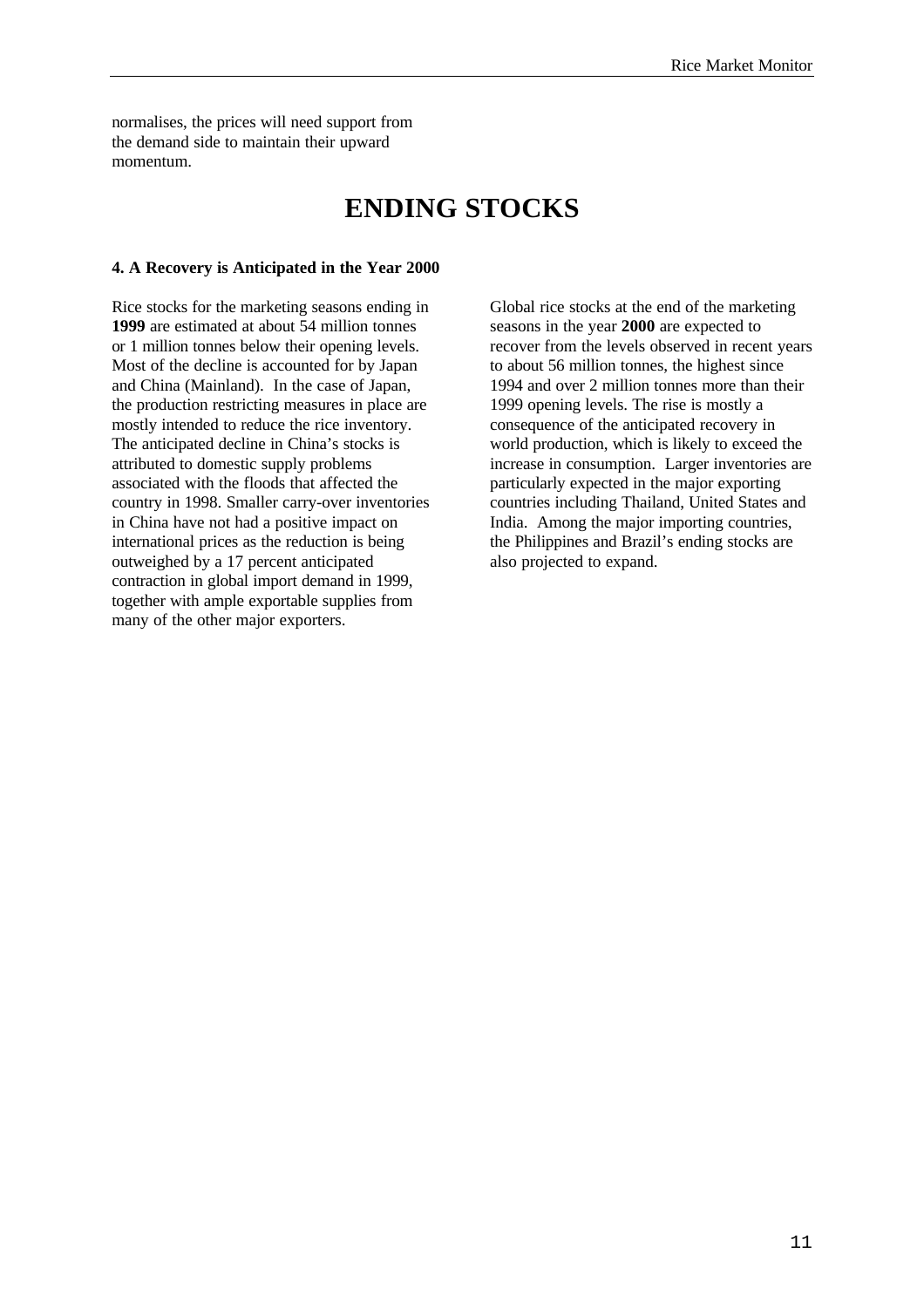normalises, the prices will need support from the demand side to maintain their upward momentum.

# ENDING STOCKS

#### 4. A Recovery is Anticipated in the Year 2000

Rice stocks for the marketing seasons ending in **1999** are estimated at about 54 million tonnes or 1 million tonnes below their opening levels. Most of the decline is accounted for by Japan and China (Mainland). In the case of Japan, the production restricting measures in place are mostly intended to reduce the rice inventory. The anticipated decline in China's stocks is attributed to domestic supply problems associated with the floods that affected the country in 1998. Smaller carry-over inventories in China have not had a positive impact on international prices as the reduction is being outweighed by a 17 percent anticipated contraction in global import demand in 1999, together with ample exportable supplies from many of the other major exporters.

Global rice stocks at the end of the marketing seasons in the year **2000** are expected to recover from the levels observed in recent years to about 56 million tonnes, the highest since 1994 and over 2 million tonnes more than their 1999 opening levels. The rise is mostly a consequence of the anticipated recovery in world production, which is likely to exceed the increase in consumption. Larger inventories are particularly expected in the major exporting countries including Thailand, United States and India. Among the major importing countries, the Philippines and Brazil's ending stocks are also projected to expand.